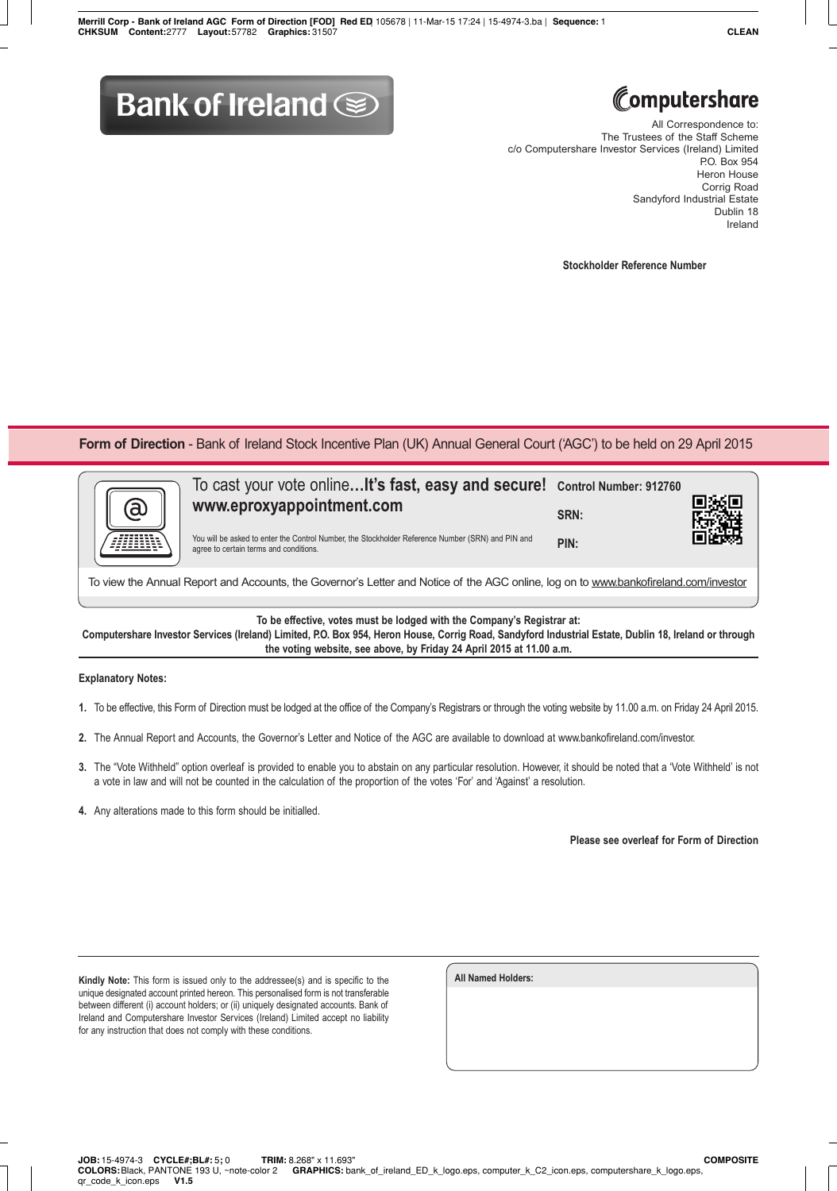Bank of Ireland

Computershare

All Correspondence to:
The Trustees of the Staff Scheme
c/o Computershare Investor Services (Ireland) Limited
P.O. Box 954
Heron House
Corrig Road
Sandyford Industrial Estate
Dublin 18
Ireland

**Stockholder Reference Number**

## Form of Direction - Bank of Ireland Stock Incentive Plan (UK) Annual General Court ('AGC') to be held on 29 April 2015

To cast your vote online...**It's fast, easy and secure!**
**www.eproxyappointment.com**

You will be asked to enter the Control Number, the Stockholder Reference Number (SRN) and PIN and agree to certain terms and conditions.

**Control Number: 912760**

**SRN:**

**PIN:**

To view the Annual Report and Accounts, the Governor's Letter and Notice of the AGC online, log on to www.bankofireland.com/investor

**To be effective, votes must be lodged with the Company's Registrar at:**
**Computershare Investor Services (Ireland) Limited, P.O. Box 954, Heron House, Corrig Road, Sandyford Industrial Estate, Dublin 18, Ireland or through the voting website, see above, by Friday 24 April 2015 at 11.00 a.m.**

**Explanatory Notes:**

1. To be effective, this Form of Direction must be lodged at the office of the Company's Registrars or through the voting website by 11.00 a.m. on Friday 24 April 2015.
2. The Annual Report and Accounts, the Governor's Letter and Notice of the AGC are available to download at www.bankofireland.com/investor.
3. The "Vote Withheld" option overleaf is provided to enable you to abstain on any particular resolution. However, it should be noted that a 'Vote Withheld' is not a vote in law and will not be counted in the calculation of the proportion of the votes 'For' and 'Against' a resolution.
4. Any alterations made to this form should be initialled.

**Please see overleaf for Form of Direction**

**Kindly Note:** This form is issued only to the addressee(s) and is specific to the unique designated account printed hereon. This personalised form is not transferable between different (i) account holders; or (ii) uniquely designated accounts. Bank of Ireland and Computershare Investor Services (Ireland) Limited accept no liability for any instruction that does not comply with these conditions.

**All Named Holders:**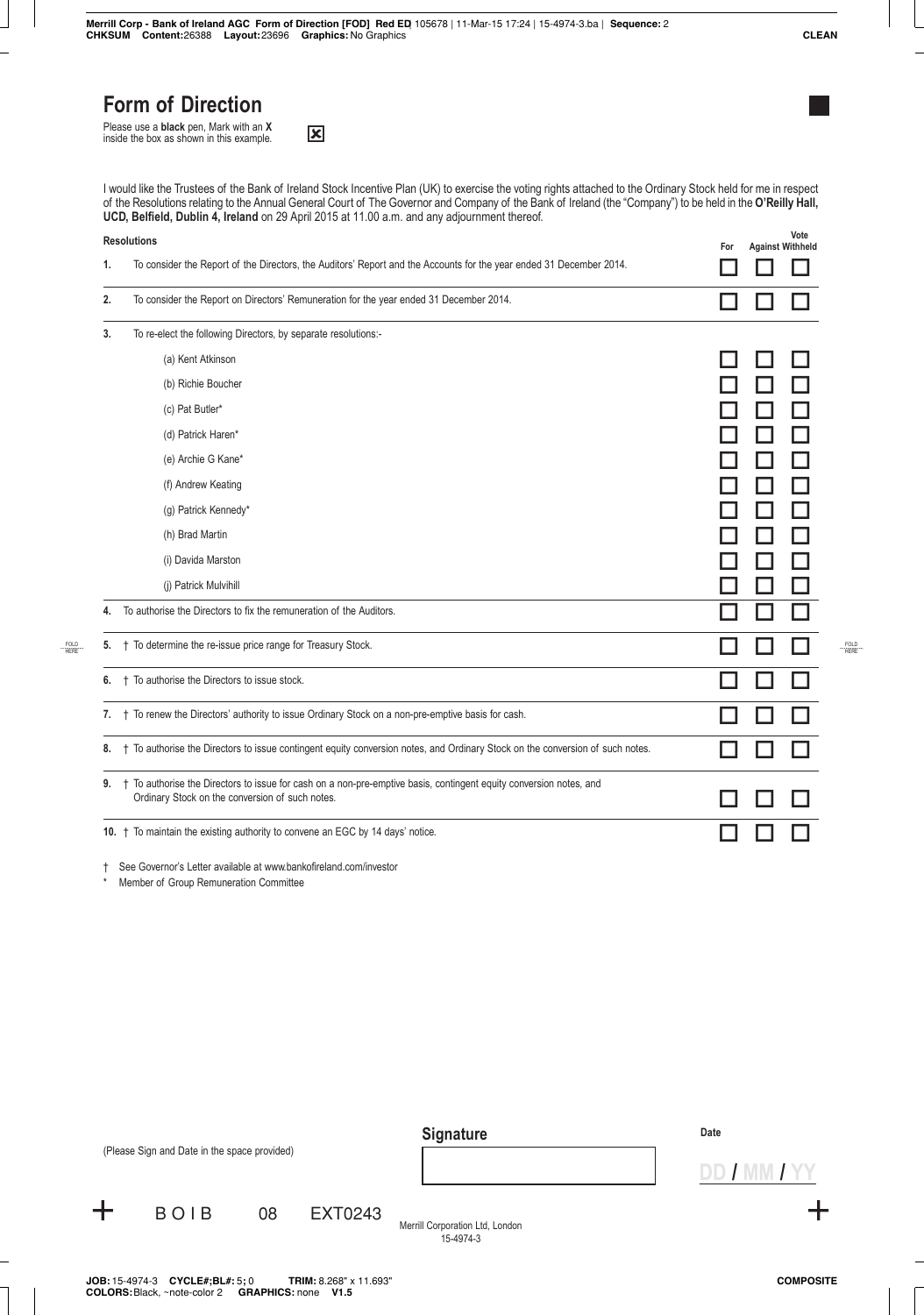# Form of Direction

Please use a **black** pen, Mark with an **X** inside the box as shown in this example. ☒

I would like the Trustees of the Bank of Ireland Stock Incentive Plan (UK) to exercise the voting rights attached to the Ordinary Stock held for me in respect of the Resolutions relating to the Annual General Court of The Governor and Company of the Bank of Ireland (the "Company") to be held in the **O'Reilly Hall, UCD, Belfield, Dublin 4, Ireland** on 29 April 2015 at 11.00 a.m. and any adjournment thereof.

| | Resolutions | For | Against | Vote Withheld |
|---|---|---|---|---|
| 1. | To consider the Report of the Directors, the Auditors' Report and the Accounts for the year ended 31 December 2014. | ☐ | ☐ | ☐ |
| 2. | To consider the Report on Directors' Remuneration for the year ended 31 December 2014. | ☐ | ☐ | ☐ |
| 3. | To re-elect the following Directors, by separate resolutions:- | | | |
| | (a) Kent Atkinson | ☐ | ☐ | ☐ |
| | (b) Richie Boucher | ☐ | ☐ | ☐ |
| | (c) Pat Butler* | ☐ | ☐ | ☐ |
| | (d) Patrick Haren* | ☐ | ☐ | ☐ |
| | (e) Archie G Kane* | ☐ | ☐ | ☐ |
| | (f) Andrew Keating | ☐ | ☐ | ☐ |
| | (g) Patrick Kennedy* | ☐ | ☐ | ☐ |
| | (h) Brad Martin | ☐ | ☐ | ☐ |
| | (i) Davida Marston | ☐ | ☐ | ☐ |
| | (j) Patrick Mulvihill | ☐ | ☐ | ☐ |
| 4. | To authorise the Directors to fix the remuneration of the Auditors. | ☐ | ☐ | ☐ |
| 5. | † To determine the re-issue price range for Treasury Stock. | ☐ | ☐ | ☐ |
| 6. | † To authorise the Directors to issue stock. | ☐ | ☐ | ☐ |
| 7. | † To renew the Directors' authority to issue Ordinary Stock on a non-pre-emptive basis for cash. | ☐ | ☐ | ☐ |
| 8. | † To authorise the Directors to issue contingent equity conversion notes, and Ordinary Stock on the conversion of such notes. | ☐ | ☐ | ☐ |
| 9. | † To authorise the Directors to issue for cash on a non-pre-emptive basis, contingent equity conversion notes, and Ordinary Stock on the conversion of such notes. | ☐ | ☐ | ☐ |
| 10. | † To maintain the existing authority to convene an EGC by 14 days' notice. | ☐ | ☐ | ☐ |

† See Governor's Letter available at www.bankofireland.com/investor

\* Member of Group Remuneration Committee

(Please Sign and Date in the space provided)

**Signature**

Date

DD / MM / YY

B O I B 08 EXT0243